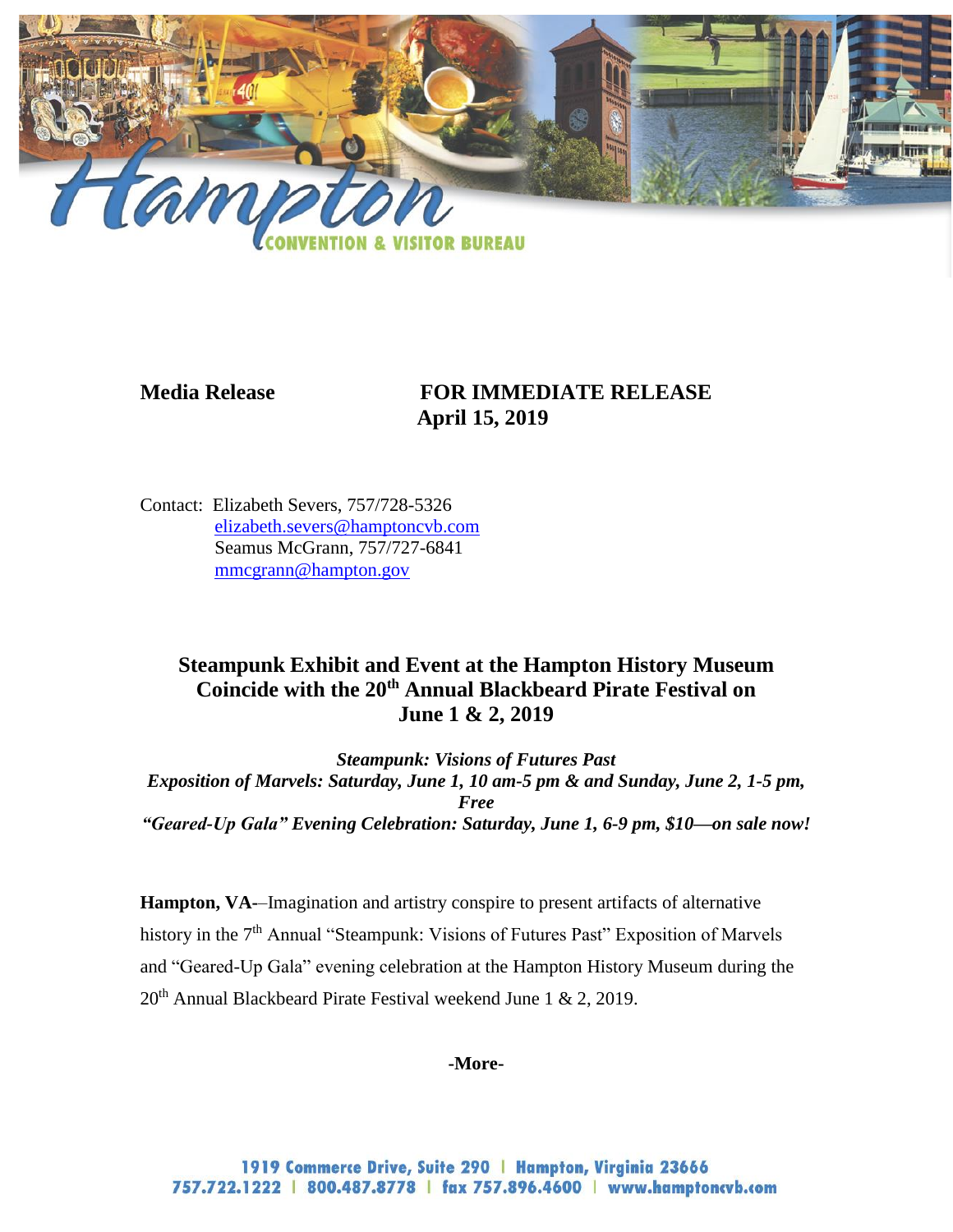Hampton CONVENTION & VISITOR BUREAU

**Media Release** **FOR IMMEDIATE RELEASE**
**April 15, 2019**

Contact: Elizabeth Severs, 757/728-5326
elizabeth.severs@hamptoncvb.com
Seamus McGrann, 757/727-6841
mmcgrann@hampton.gov

## Steampunk Exhibit and Event at the Hampton History Museum Coincide with the 20th Annual Blackbeard Pirate Festival on June 1 & 2, 2019

***Steampunk: Visions of Futures Past***
***Exposition of Marvels: Saturday, June 1, 10 am-5 pm & and Sunday, June 2, 1-5 pm, Free***
***"Geared-Up Gala" Evening Celebration: Saturday, June 1, 6-9 pm, $10—on sale now!***

**Hampton, VA-**–Imagination and artistry conspire to present artifacts of alternative history in the 7th Annual "Steampunk: Visions of Futures Past" Exposition of Marvels and "Geared-Up Gala" evening celebration at the Hampton History Museum during the 20th Annual Blackbeard Pirate Festival weekend June 1 & 2, 2019.

**-More-**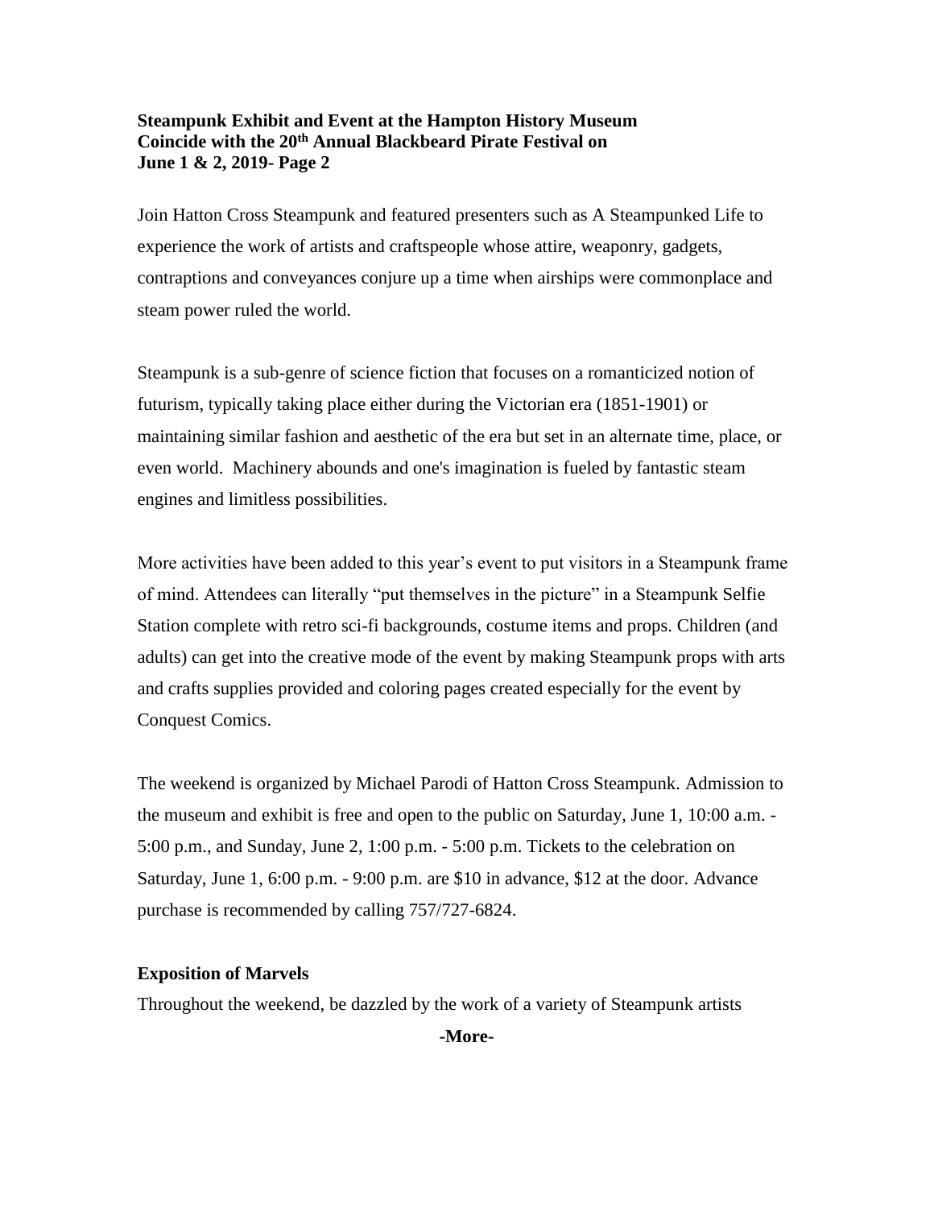**Steampunk Exhibit and Event at the Hampton History Museum Coincide with the 20th Annual Blackbeard Pirate Festival on June 1 & 2, 2019- Page 2**

Join Hatton Cross Steampunk and featured presenters such as A Steampunked Life to experience the work of artists and craftspeople whose attire, weaponry, gadgets, contraptions and conveyances conjure up a time when airships were commonplace and steam power ruled the world.

Steampunk is a sub-genre of science fiction that focuses on a romanticized notion of futurism, typically taking place either during the Victorian era (1851-1901) or maintaining similar fashion and aesthetic of the era but set in an alternate time, place, or even world. Machinery abounds and one's imagination is fueled by fantastic steam engines and limitless possibilities.

More activities have been added to this year's event to put visitors in a Steampunk frame of mind. Attendees can literally "put themselves in the picture" in a Steampunk Selfie Station complete with retro sci-fi backgrounds, costume items and props. Children (and adults) can get into the creative mode of the event by making Steampunk props with arts and crafts supplies provided and coloring pages created especially for the event by Conquest Comics.

The weekend is organized by Michael Parodi of Hatton Cross Steampunk. Admission to the museum and exhibit is free and open to the public on Saturday, June 1, 10:00 a.m. - 5:00 p.m., and Sunday, June 2, 1:00 p.m. - 5:00 p.m. Tickets to the celebration on Saturday, June 1, 6:00 p.m. - 9:00 p.m. are $10 in advance, $12 at the door. Advance purchase is recommended by calling 757/727-6824.

**Exposition of Marvels**

Throughout the weekend, be dazzled by the work of a variety of Steampunk artists

-More-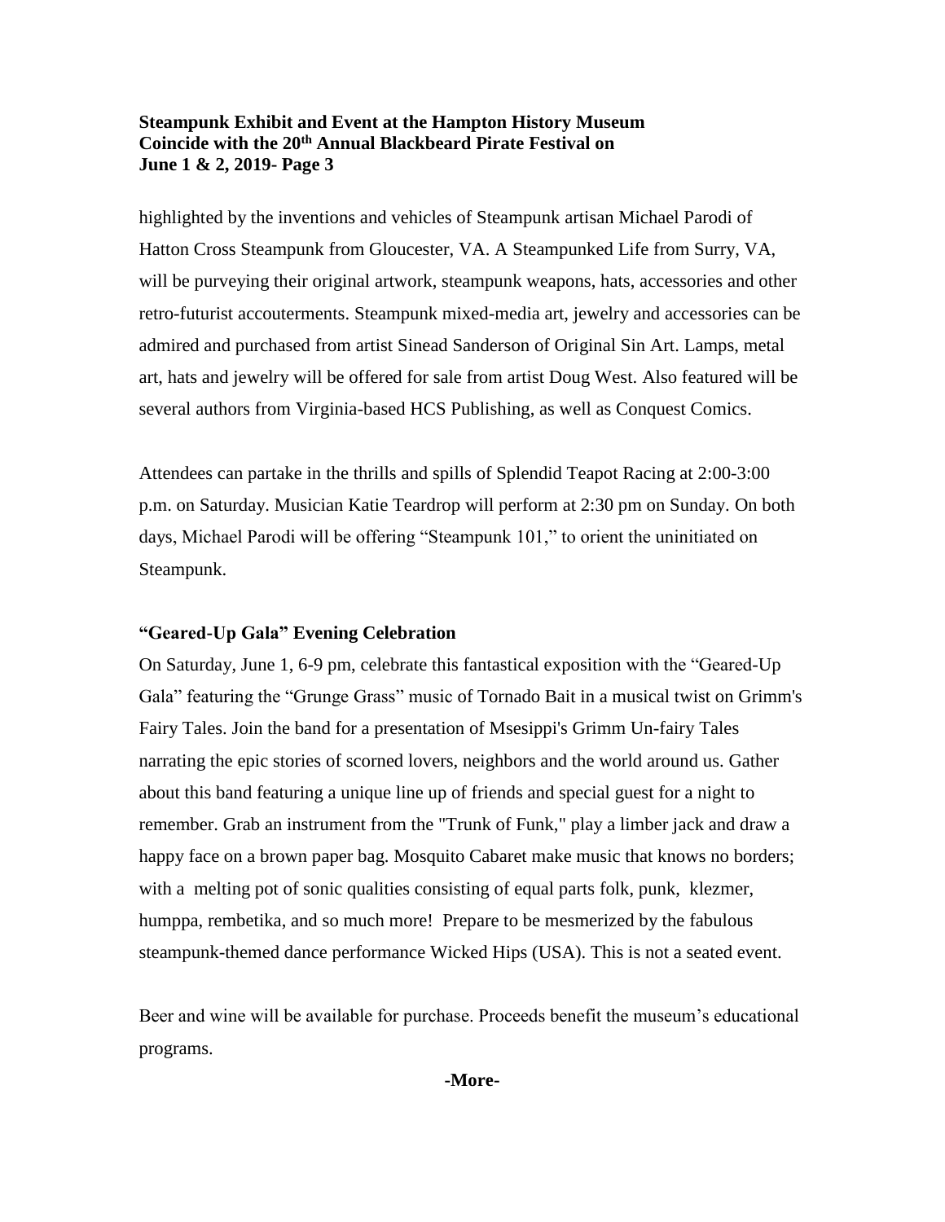highlighted by the inventions and vehicles of Steampunk artisan Michael Parodi of Hatton Cross Steampunk from Gloucester, VA. A Steampunked Life from Surry, VA, will be purveying their original artwork, steampunk weapons, hats, accessories and other retro-futurist accouterments. Steampunk mixed-media art, jewelry and accessories can be admired and purchased from artist Sinead Sanderson of Original Sin Art. Lamps, metal art, hats and jewelry will be offered for sale from artist Doug West. Also featured will be several authors from Virginia-based HCS Publishing, as well as Conquest Comics.

Attendees can partake in the thrills and spills of Splendid Teapot Racing at 2:00-3:00 p.m. on Saturday. Musician Katie Teardrop will perform at 2:30 pm on Sunday. On both days, Michael Parodi will be offering "Steampunk 101," to orient the uninitiated on Steampunk.

### "Geared-Up Gala" Evening Celebration

On Saturday, June 1, 6-9 pm, celebrate this fantastical exposition with the "Geared-Up Gala" featuring the "Grunge Grass" music of Tornado Bait in a musical twist on Grimm's Fairy Tales. Join the band for a presentation of Msesippi's Grimm Un-fairy Tales narrating the epic stories of scorned lovers, neighbors and the world around us. Gather about this band featuring a unique line up of friends and special guest for a night to remember. Grab an instrument from the "Trunk of Funk," play a limber jack and draw a happy face on a brown paper bag. Mosquito Cabaret make music that knows no borders; with a melting pot of sonic qualities consisting of equal parts folk, punk, klezmer, humppa, rembetika, and so much more! Prepare to be mesmerized by the fabulous steampunk-themed dance performance Wicked Hips (USA). This is not a seated event.

Beer and wine will be available for purchase. Proceeds benefit the museum's educational programs.

**-More-**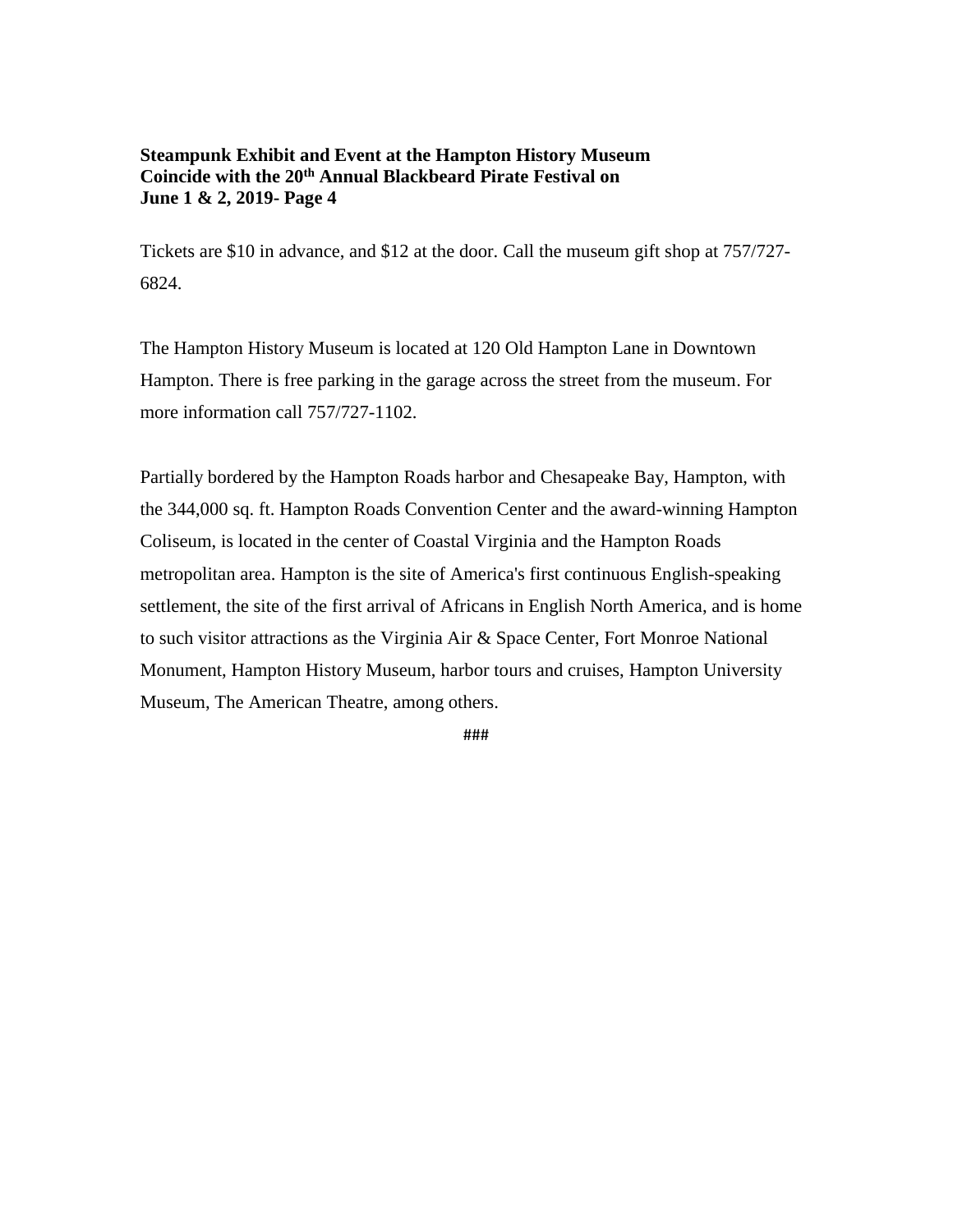Tickets are $10 in advance, and $12 at the door. Call the museum gift shop at 757/727-6824.

The Hampton History Museum is located at 120 Old Hampton Lane in Downtown Hampton. There is free parking in the garage across the street from the museum. For more information call 757/727-1102.

Partially bordered by the Hampton Roads harbor and Chesapeake Bay, Hampton, with the 344,000 sq. ft. Hampton Roads Convention Center and the award-winning Hampton Coliseum, is located in the center of Coastal Virginia and the Hampton Roads metropolitan area. Hampton is the site of America's first continuous English-speaking settlement, the site of the first arrival of Africans in English North America, and is home to such visitor attractions as the Virginia Air & Space Center, Fort Monroe National Monument, Hampton History Museum, harbor tours and cruises, Hampton University Museum, The American Theatre, among others.

###